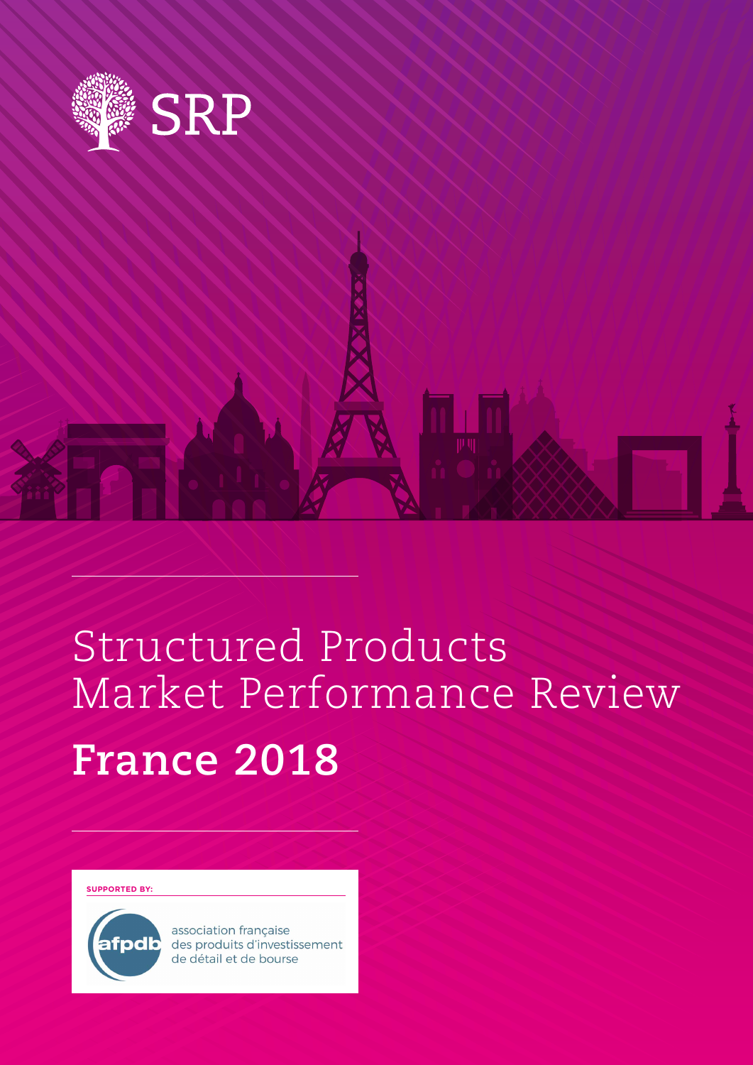SRP

# Structured Products Market Performance Review

# France 2018

SUPPORTED BY:

afpdb association française des produits d'investissement de détail et de bourse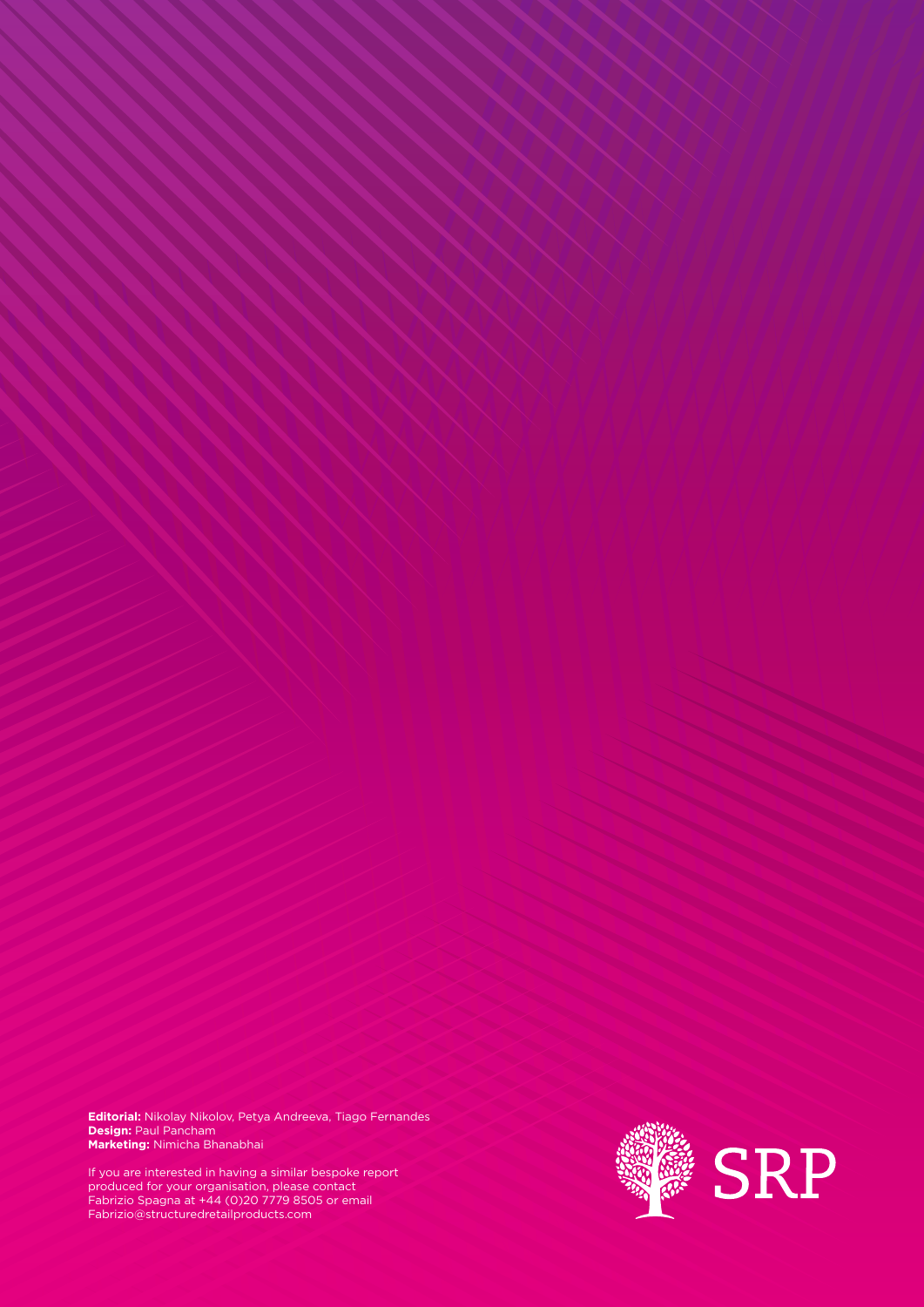**Editorial:** Nikolay Nikolov, Petya Andreeva, Tiago Fernandes
**Design:** Paul Pancham
**Marketing:** Nimicha Bhanabhai

If you are interested in having a similar bespoke report produced for your organisation, please contact Fabrizio Spagna at +44 (0)20 7779 8505 or email Fabrizio@structuredretailproducts.com

SRP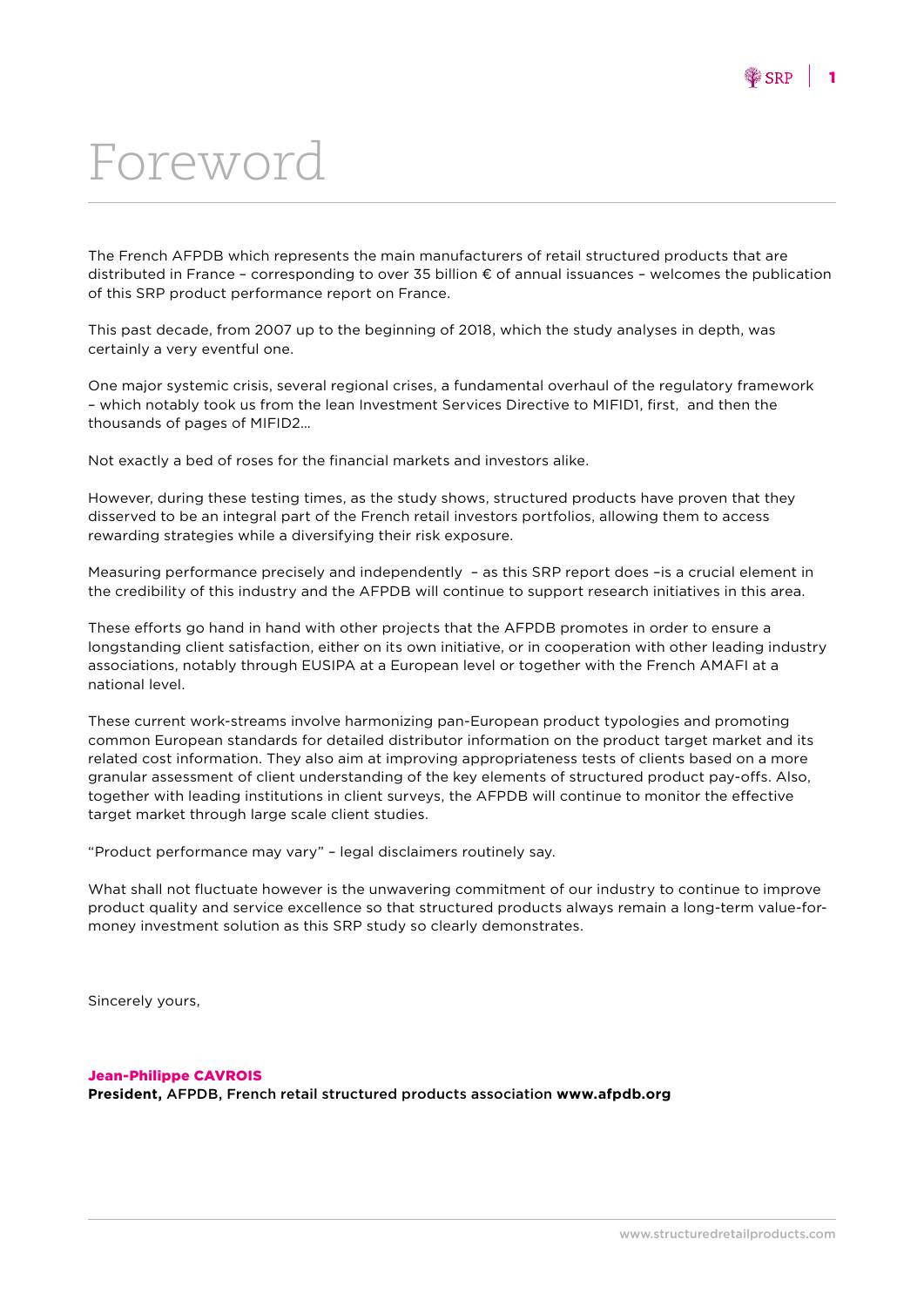# Foreword

The French AFPDB which represents the main manufacturers of retail structured products that are distributed in France – corresponding to over 35 billion € of annual issuances – welcomes the publication of this SRP product performance report on France.

This past decade, from 2007 up to the beginning of 2018, which the study analyses in depth, was certainly a very eventful one.

One major systemic crisis, several regional crises, a fundamental overhaul of the regulatory framework – which notably took us from the lean Investment Services Directive to MIFID1, first, and then the thousands of pages of MIFID2…

Not exactly a bed of roses for the financial markets and investors alike.

However, during these testing times, as the study shows, structured products have proven that they disserved to be an integral part of the French retail investors portfolios, allowing them to access rewarding strategies while a diversifying their risk exposure.

Measuring performance precisely and independently – as this SRP report does –is a crucial element in the credibility of this industry and the AFPDB will continue to support research initiatives in this area.

These efforts go hand in hand with other projects that the AFPDB promotes in order to ensure a longstanding client satisfaction, either on its own initiative, or in cooperation with other leading industry associations, notably through EUSIPA at a European level or together with the French AMAFI at a national level.

These current work-streams involve harmonizing pan-European product typologies and promoting common European standards for detailed distributor information on the product target market and its related cost information. They also aim at improving appropriateness tests of clients based on a more granular assessment of client understanding of the key elements of structured product pay-offs. Also, together with leading institutions in client surveys, the AFPDB will continue to monitor the effective target market through large scale client studies.

"Product performance may vary" – legal disclaimers routinely say.

What shall not fluctuate however is the unwavering commitment of our industry to continue to improve product quality and service excellence so that structured products always remain a long-term value-for-money investment solution as this SRP study so clearly demonstrates.

Sincerely yours,

**Jean-Philippe CAVROIS**
**President,** AFPDB, French retail structured products association **www.afpdb.org**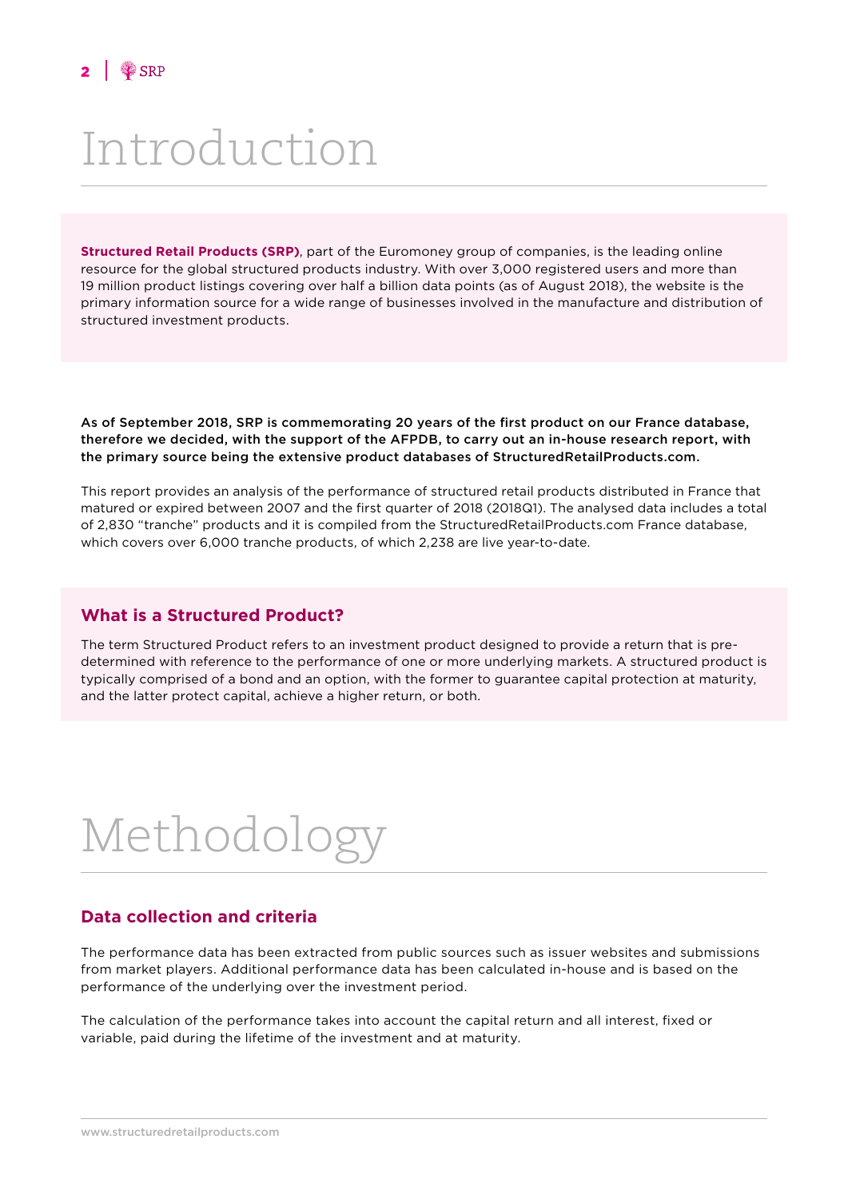# Introduction

**Structured Retail Products (SRP)**, part of the Euromoney group of companies, is the leading online resource for the global structured products industry. With over 3,000 registered users and more than 19 million product listings covering over half a billion data points (as of August 2018), the website is the primary information source for a wide range of businesses involved in the manufacture and distribution of structured investment products.

**As of September 2018, SRP is commemorating 20 years of the first product on our France database, therefore we decided, with the support of the AFPDB, to carry out an in-house research report, with the primary source being the extensive product databases of StructuredRetailProducts.com.**

This report provides an analysis of the performance of structured retail products distributed in France that matured or expired between 2007 and the first quarter of 2018 (2018Q1). The analysed data includes a total of 2,830 "tranche" products and it is compiled from the StructuredRetailProducts.com France database, which covers over 6,000 tranche products, of which 2,238 are live year-to-date.

## What is a Structured Product?

The term Structured Product refers to an investment product designed to provide a return that is pre-determined with reference to the performance of one or more underlying markets. A structured product is typically comprised of a bond and an option, with the former to guarantee capital protection at maturity, and the latter protect capital, achieve a higher return, or both.

# Methodology

## Data collection and criteria

The performance data has been extracted from public sources such as issuer websites and submissions from market players. Additional performance data has been calculated in-house and is based on the performance of the underlying over the investment period.

The calculation of the performance takes into account the capital return and all interest, fixed or variable, paid during the lifetime of the investment and at maturity.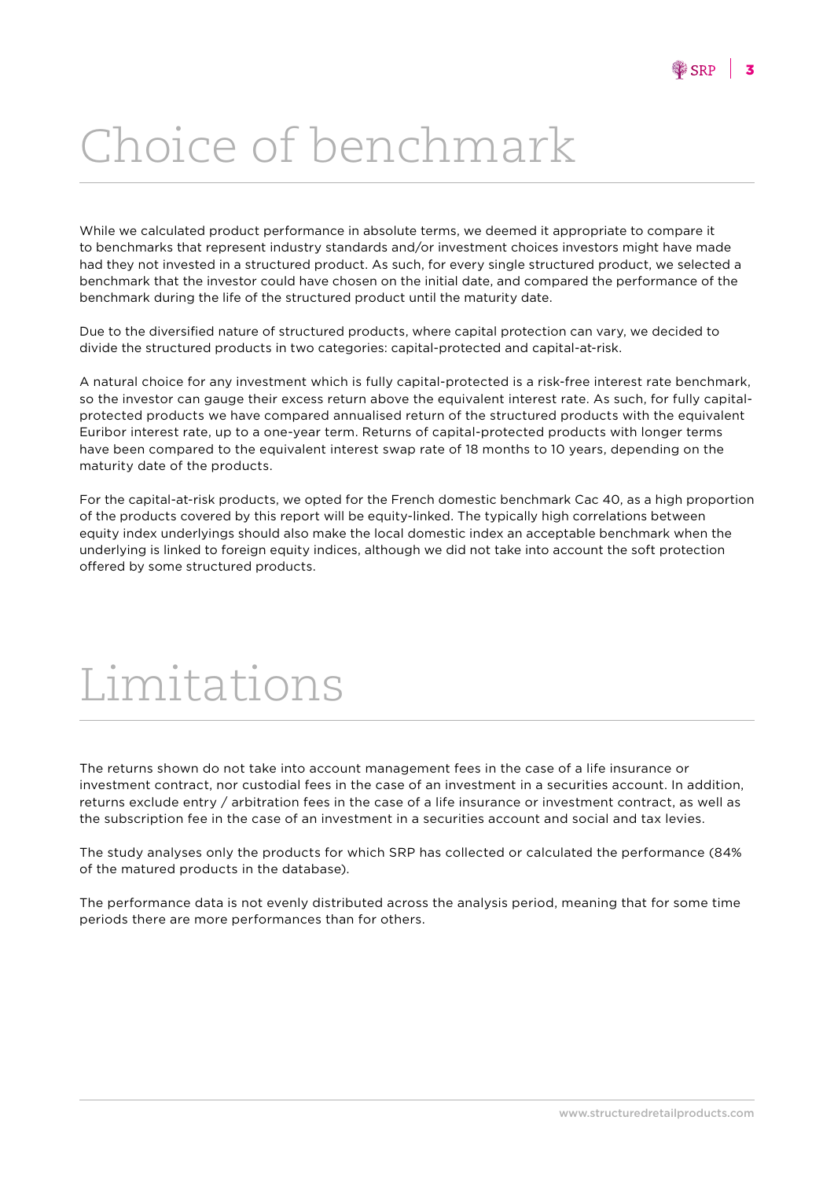# Choice of benchmark

While we calculated product performance in absolute terms, we deemed it appropriate to compare it to benchmarks that represent industry standards and/or investment choices investors might have made had they not invested in a structured product. As such, for every single structured product, we selected a benchmark that the investor could have chosen on the initial date, and compared the performance of the benchmark during the life of the structured product until the maturity date.

Due to the diversified nature of structured products, where capital protection can vary, we decided to divide the structured products in two categories: capital-protected and capital-at-risk.

A natural choice for any investment which is fully capital-protected is a risk-free interest rate benchmark, so the investor can gauge their excess return above the equivalent interest rate. As such, for fully capital-protected products we have compared annualised return of the structured products with the equivalent Euribor interest rate, up to a one-year term. Returns of capital-protected products with longer terms have been compared to the equivalent interest swap rate of 18 months to 10 years, depending on the maturity date of the products.

For the capital-at-risk products, we opted for the French domestic benchmark Cac 40, as a high proportion of the products covered by this report will be equity-linked. The typically high correlations between equity index underlyings should also make the local domestic index an acceptable benchmark when the underlying is linked to foreign equity indices, although we did not take into account the soft protection offered by some structured products.

# Limitations

The returns shown do not take into account management fees in the case of a life insurance or investment contract, nor custodial fees in the case of an investment in a securities account. In addition, returns exclude entry / arbitration fees in the case of a life insurance or investment contract, as well as the subscription fee in the case of an investment in a securities account and social and tax levies.

The study analyses only the products for which SRP has collected or calculated the performance (84% of the matured products in the database).

The performance data is not evenly distributed across the analysis period, meaning that for some time periods there are more performances than for others.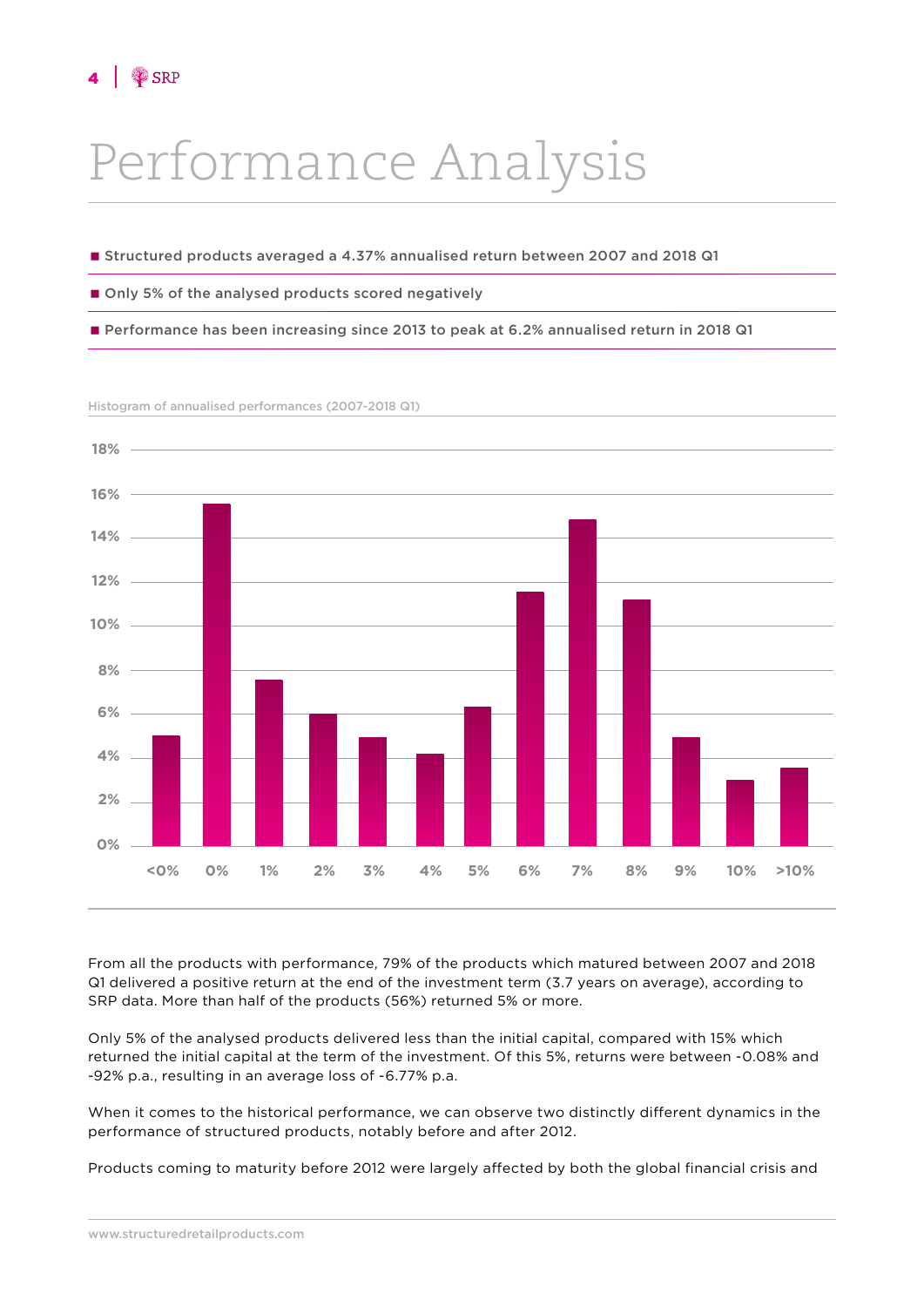# Performance Analysis

- Structured products averaged a 4.37% annualised return between 2007 and 2018 Q1
- Only 5% of the analysed products scored negatively
- Performance has been increasing since 2013 to peak at 6.2% annualised return in 2018 Q1

Histogram of annualised performances (2007-2018 Q1)

From all the products with performance, 79% of the products which matured between 2007 and 2018 Q1 delivered a positive return at the end of the investment term (3.7 years on average), according to SRP data. More than half of the products (56%) returned 5% or more.

Only 5% of the analysed products delivered less than the initial capital, compared with 15% which returned the initial capital at the term of the investment. Of this 5%, returns were between -0.08% and -92% p.a., resulting in an average loss of -6.77% p.a.

When it comes to the historical performance, we can observe two distinctly different dynamics in the performance of structured products, notably before and after 2012.

Products coming to maturity before 2012 were largely affected by both the global financial crisis and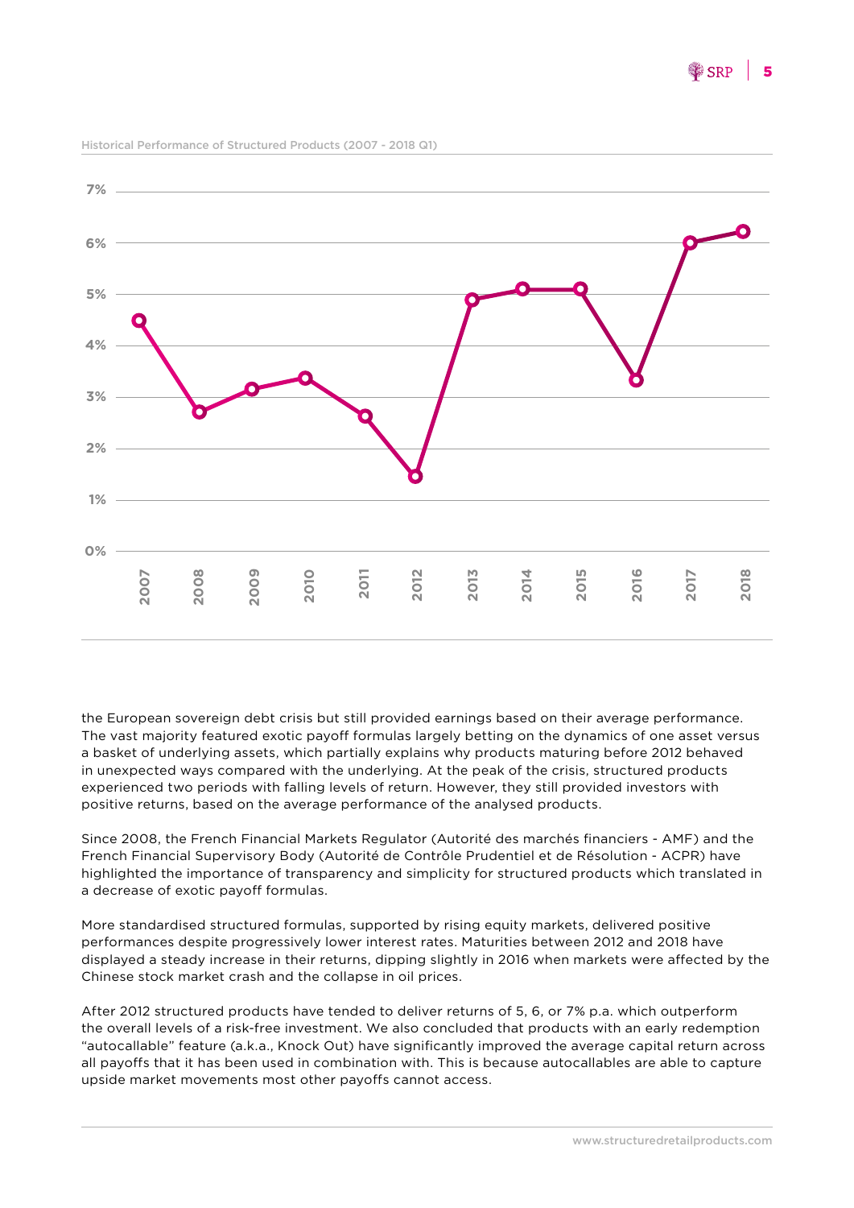Historical Performance of Structured Products (2007 - 2018 Q1)

the European sovereign debt crisis but still provided earnings based on their average performance. The vast majority featured exotic payoff formulas largely betting on the dynamics of one asset versus a basket of underlying assets, which partially explains why products maturing before 2012 behaved in unexpected ways compared with the underlying. At the peak of the crisis, structured products experienced two periods with falling levels of return. However, they still provided investors with positive returns, based on the average performance of the analysed products.

Since 2008, the French Financial Markets Regulator (Autorité des marchés financiers - AMF) and the French Financial Supervisory Body (Autorité de Contrôle Prudentiel et de Résolution - ACPR) have highlighted the importance of transparency and simplicity for structured products which translated in a decrease of exotic payoff formulas.

More standardised structured formulas, supported by rising equity markets, delivered positive performances despite progressively lower interest rates. Maturities between 2012 and 2018 have displayed a steady increase in their returns, dipping slightly in 2016 when markets were affected by the Chinese stock market crash and the collapse in oil prices.

After 2012 structured products have tended to deliver returns of 5, 6, or 7% p.a. which outperform the overall levels of a risk-free investment. We also concluded that products with an early redemption "autocallable" feature (a.k.a., Knock Out) have significantly improved the average capital return across all payoffs that it has been used in combination with. This is because autocallables are able to capture upside market movements most other payoffs cannot access.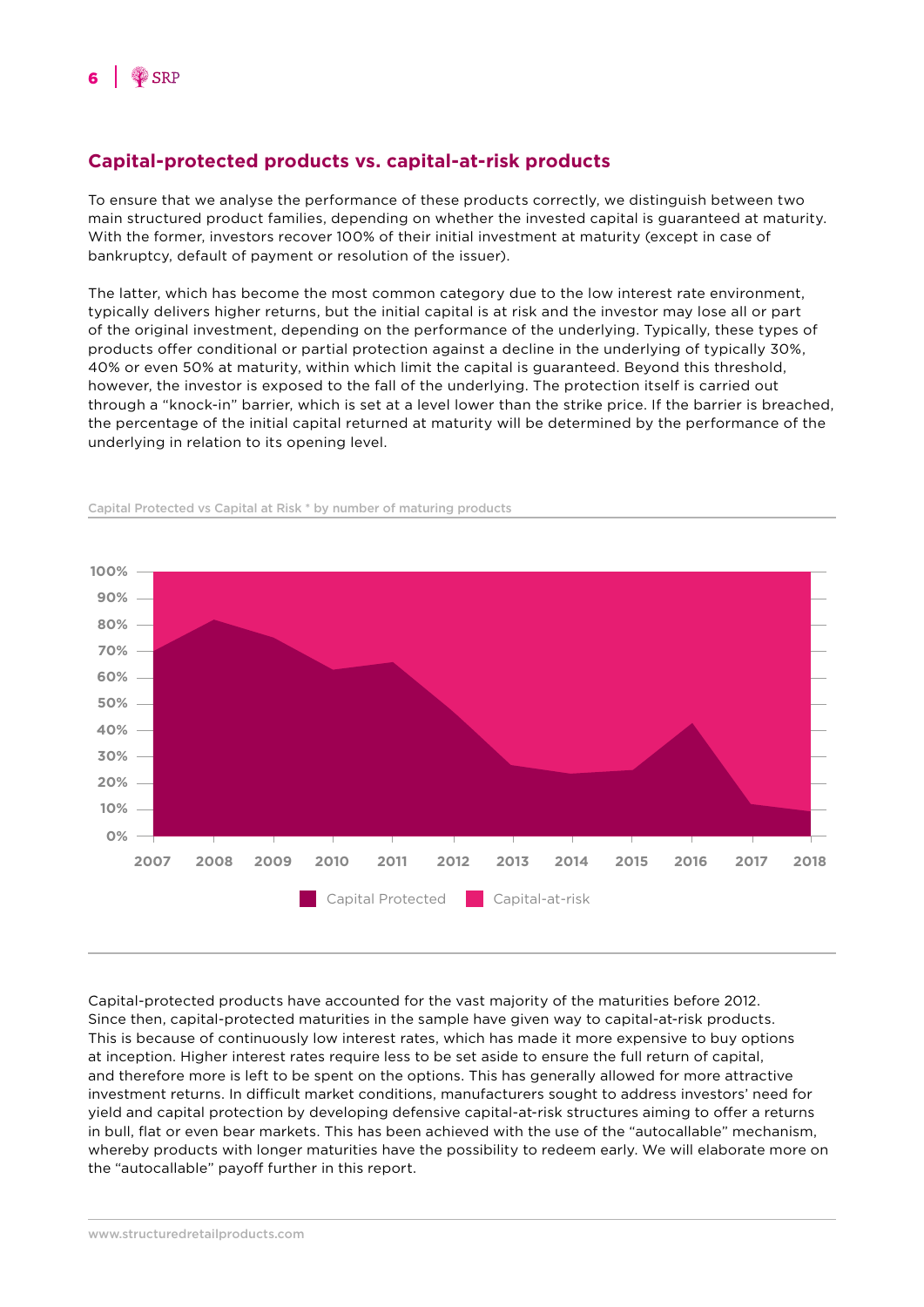## Capital-protected products vs. capital-at-risk products

To ensure that we analyse the performance of these products correctly, we distinguish between two main structured product families, depending on whether the invested capital is guaranteed at maturity. With the former, investors recover 100% of their initial investment at maturity (except in case of bankruptcy, default of payment or resolution of the issuer).

The latter, which has become the most common category due to the low interest rate environment, typically delivers higher returns, but the initial capital is at risk and the investor may lose all or part of the original investment, depending on the performance of the underlying. Typically, these types of products offer conditional or partial protection against a decline in the underlying of typically 30%, 40% or even 50% at maturity, within which limit the capital is guaranteed. Beyond this threshold, however, the investor is exposed to the fall of the underlying. The protection itself is carried out through a "knock-in" barrier, which is set at a level lower than the strike price. If the barrier is breached, the percentage of the initial capital returned at maturity will be determined by the performance of the underlying in relation to its opening level.

Capital Protected vs Capital at Risk * by number of maturing products

Capital Protected | Capital-at-risk

Capital-protected products have accounted for the vast majority of the maturities before 2012. Since then, capital-protected maturities in the sample have given way to capital-at-risk products. This is because of continuously low interest rates, which has made it more expensive to buy options at inception. Higher interest rates require less to be set aside to ensure the full return of capital, and therefore more is left to be spent on the options. This has generally allowed for more attractive investment returns. In difficult market conditions, manufacturers sought to address investors' need for yield and capital protection by developing defensive capital-at-risk structures aiming to offer a returns in bull, flat or even bear markets. This has been achieved with the use of the "autocallable" mechanism, whereby products with longer maturities have the possibility to redeem early. We will elaborate more on the "autocallable" payoff further in this report.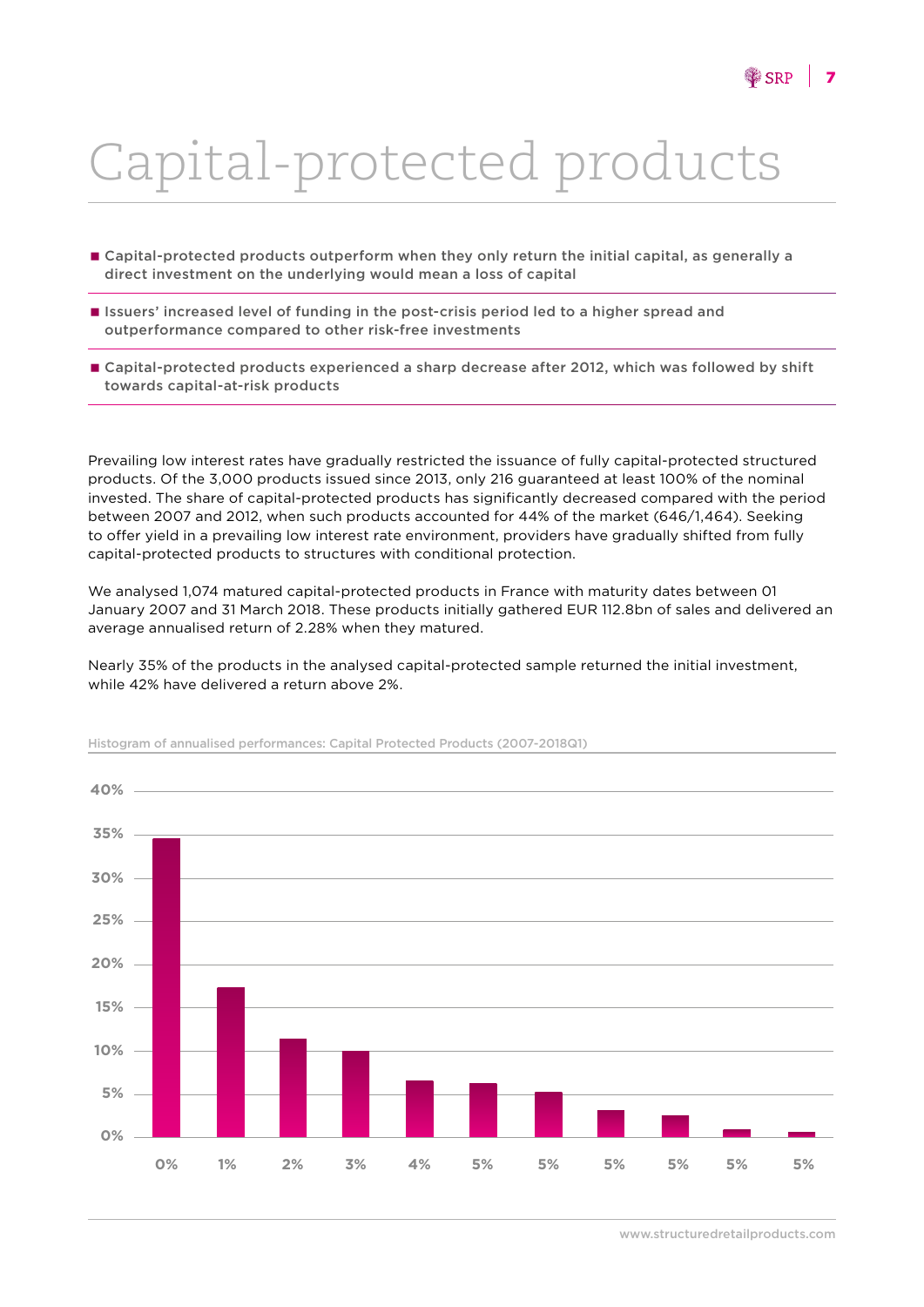# Capital-protected products

- Capital-protected products outperform when they only return the initial capital, as generally a direct investment on the underlying would mean a loss of capital
- Issuers' increased level of funding in the post-crisis period led to a higher spread and outperformance compared to other risk-free investments
- Capital-protected products experienced a sharp decrease after 2012, which was followed by shift towards capital-at-risk products

Prevailing low interest rates have gradually restricted the issuance of fully capital-protected structured products. Of the 3,000 products issued since 2013, only 216 guaranteed at least 100% of the nominal invested. The share of capital-protected products has significantly decreased compared with the period between 2007 and 2012, when such products accounted for 44% of the market (646/1,464). Seeking to offer yield in a prevailing low interest rate environment, providers have gradually shifted from fully capital-protected products to structures with conditional protection.

We analysed 1,074 matured capital-protected products in France with maturity dates between 01 January 2007 and 31 March 2018. These products initially gathered EUR 112.8bn of sales and delivered an average annualised return of 2.28% when they matured.

Nearly 35% of the products in the analysed capital-protected sample returned the initial investment, while 42% have delivered a return above 2%.

Histogram of annualised performances: Capital Protected Products (2007-2018Q1)

| Annualised performance | Share of products (approx.) |
|---|---|
| 0% | 34.5% |
| 1% | 17.3% |
| 2% | 11.4% |
| 3% | 10% |
| 4% | 6.5% |
| 5% | 6.2% |
| 5% | 5.2% |
| 5% | 3.1% |
| 5% | 2.5% |
| 5% | 0.9% |
| 5% | 0.6% |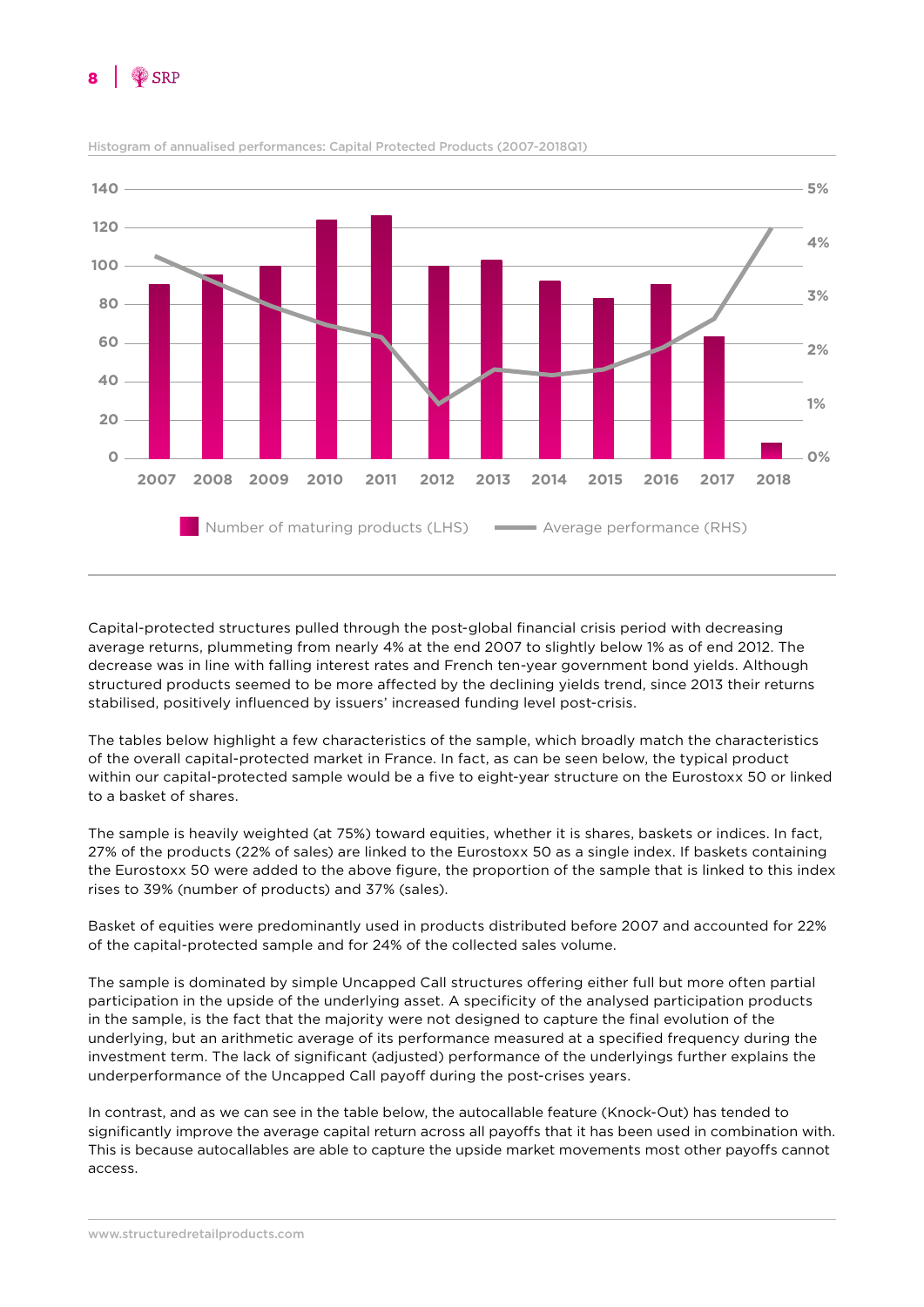Histogram of annualised performances: Capital Protected Products (2007-2018Q1)

Capital-protected structures pulled through the post-global financial crisis period with decreasing average returns, plummeting from nearly 4% at the end 2007 to slightly below 1% as of end 2012. The decrease was in line with falling interest rates and French ten-year government bond yields. Although structured products seemed to be more affected by the declining yields trend, since 2013 their returns stabilised, positively influenced by issuers' increased funding level post-crisis.

The tables below highlight a few characteristics of the sample, which broadly match the characteristics of the overall capital-protected market in France. In fact, as can be seen below, the typical product within our capital-protected sample would be a five to eight-year structure on the Eurostoxx 50 or linked to a basket of shares.

The sample is heavily weighted (at 75%) toward equities, whether it is shares, baskets or indices. In fact, 27% of the products (22% of sales) are linked to the Eurostoxx 50 as a single index. If baskets containing the Eurostoxx 50 were added to the above figure, the proportion of the sample that is linked to this index rises to 39% (number of products) and 37% (sales).

Basket of equities were predominantly used in products distributed before 2007 and accounted for 22% of the capital-protected sample and for 24% of the collected sales volume.

The sample is dominated by simple Uncapped Call structures offering either full but more often partial participation in the upside of the underlying asset. A specificity of the analysed participation products in the sample, is the fact that the majority were not designed to capture the final evolution of the underlying, but an arithmetic average of its performance measured at a specified frequency during the investment term. The lack of significant (adjusted) performance of the underlyings further explains the underperformance of the Uncapped Call payoff during the post-crises years.

In contrast, and as we can see in the table below, the autocallable feature (Knock-Out) has tended to significantly improve the average capital return across all payoffs that it has been used in combination with. This is because autocallables are able to capture the upside market movements most other payoffs cannot access.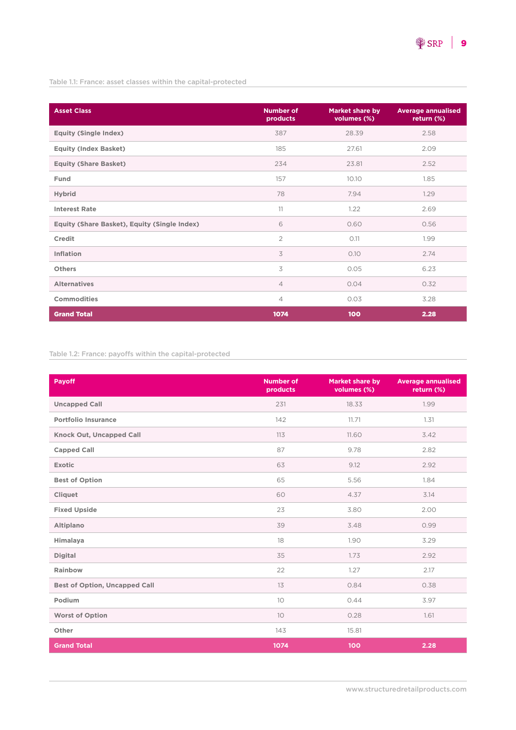Table 1.1: France: asset classes within the capital-protected

| Asset Class | Number of products | Market share by volumes (%) | Average annualised return (%) |
|---|---|---|---|
| Equity (Single Index) | 387 | 28.39 | 2.58 |
| Equity (Index Basket) | 185 | 27.61 | 2.09 |
| Equity (Share Basket) | 234 | 23.81 | 2.52 |
| Fund | 157 | 10.10 | 1.85 |
| Hybrid | 78 | 7.94 | 1.29 |
| Interest Rate | 11 | 1.22 | 2.69 |
| Equity (Share Basket), Equity (Single Index) | 6 | 0.60 | 0.56 |
| Credit | 2 | 0.11 | 1.99 |
| Inflation | 3 | 0.10 | 2.74 |
| Others | 3 | 0.05 | 6.23 |
| Alternatives | 4 | 0.04 | 0.32 |
| Commodities | 4 | 0.03 | 3.28 |
| **Grand Total** | **1074** | **100** | **2.28** |

Table 1.2: France: payoffs within the capital-protected

| Payoff | Number of products | Market share by volumes (%) | Average annualised return (%) |
|---|---|---|---|
| Uncapped Call | 231 | 18.33 | 1.99 |
| Portfolio Insurance | 142 | 11.71 | 1.31 |
| Knock Out, Uncapped Call | 113 | 11.60 | 3.42 |
| Capped Call | 87 | 9.78 | 2.82 |
| Exotic | 63 | 9.12 | 2.92 |
| Best of Option | 65 | 5.56 | 1.84 |
| Cliquet | 60 | 4.37 | 3.14 |
| Fixed Upside | 23 | 3.80 | 2.00 |
| Altiplano | 39 | 3.48 | 0.99 |
| Himalaya | 18 | 1.90 | 3.29 |
| Digital | 35 | 1.73 | 2.92 |
| Rainbow | 22 | 1.27 | 2.17 |
| Best of Option, Uncapped Call | 13 | 0.84 | 0.38 |
| Podium | 10 | 0.44 | 3.97 |
| Worst of Option | 10 | 0.28 | 1.61 |
| Other | 143 | 15.81 | |
| **Grand Total** | **1074** | **100** | **2.28** |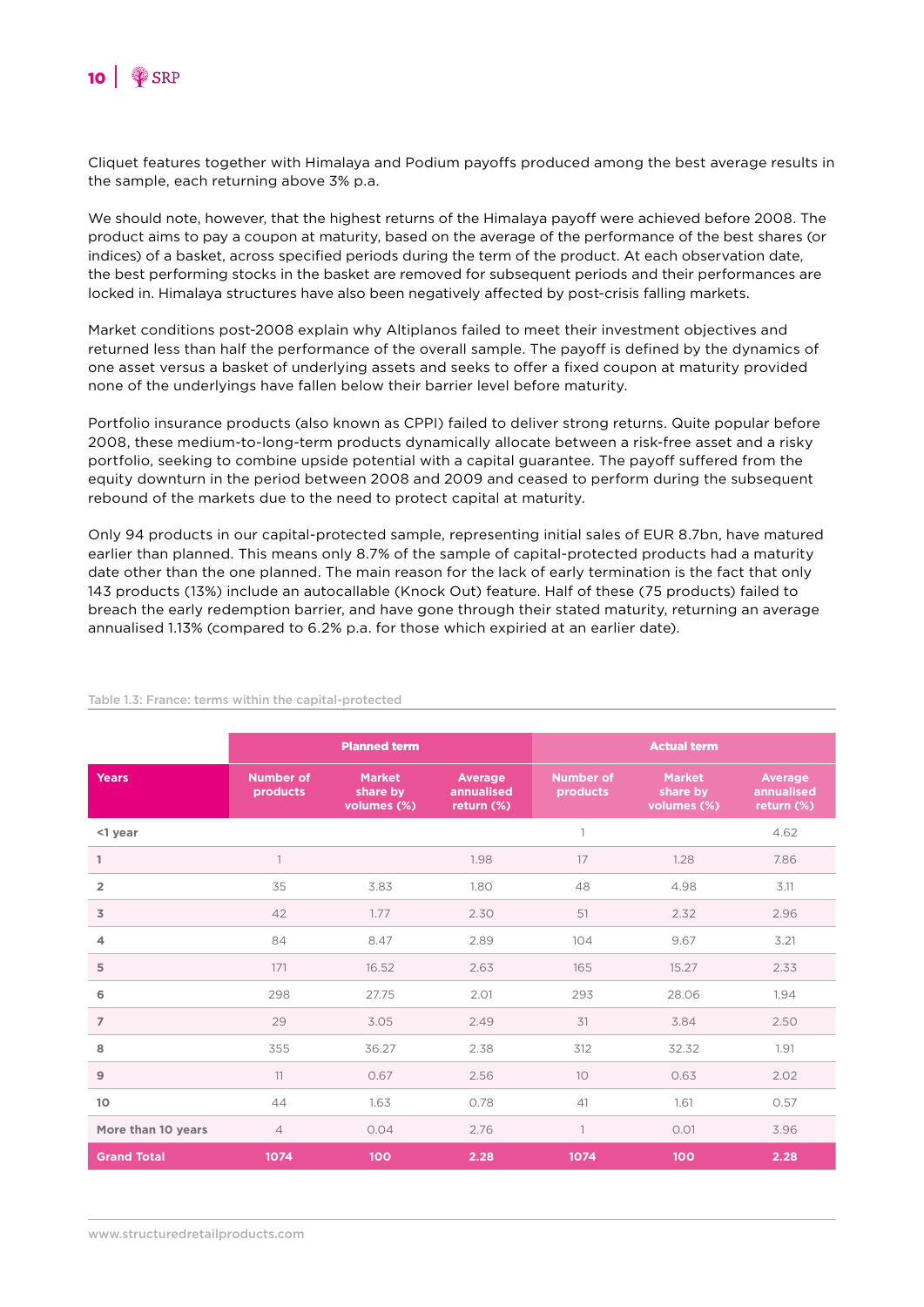Cliquet features together with Himalaya and Podium payoffs produced among the best average results in the sample, each returning above 3% p.a.

We should note, however, that the highest returns of the Himalaya payoff were achieved before 2008. The product aims to pay a coupon at maturity, based on the average of the performance of the best shares (or indices) of a basket, across specified periods during the term of the product. At each observation date, the best performing stocks in the basket are removed for subsequent periods and their performances are locked in. Himalaya structures have also been negatively affected by post-crisis falling markets.

Market conditions post-2008 explain why Altiplanos failed to meet their investment objectives and returned less than half the performance of the overall sample. The payoff is defined by the dynamics of one asset versus a basket of underlying assets and seeks to offer a fixed coupon at maturity provided none of the underlyings have fallen below their barrier level before maturity.

Portfolio insurance products (also known as CPPI) failed to deliver strong returns. Quite popular before 2008, these medium-to-long-term products dynamically allocate between a risk-free asset and a risky portfolio, seeking to combine upside potential with a capital guarantee. The payoff suffered from the equity downturn in the period between 2008 and 2009 and ceased to perform during the subsequent rebound of the markets due to the need to protect capital at maturity.

Only 94 products in our capital-protected sample, representing initial sales of EUR 8.7bn, have matured earlier than planned. This means only 8.7% of the sample of capital-protected products had a maturity date other than the one planned. The main reason for the lack of early termination is the fact that only 143 products (13%) include an autocallable (Knock Out) feature. Half of these (75 products) failed to breach the early redemption barrier, and have gone through their stated maturity, returning an average annualised 1.13% (compared to 6.2% p.a. for those which expiried at an earlier date).

Table 1.3: France: terms within the capital-protected

| | Planned term | | | Actual term | | |
|---|---|---|---|---|---|---|
| **Years** | **Number of products** | **Market share by volumes (%)** | **Average annualised return (%)** | **Number of products** | **Market share by volumes (%)** | **Average annualised return (%)** |
| <1 year | | | | 1 | | 4.62 |
| 1 | 1 | | 1.98 | 17 | 1.28 | 7.86 |
| 2 | 35 | 3.83 | 1.80 | 48 | 4.98 | 3.11 |
| 3 | 42 | 1.77 | 2.30 | 51 | 2.32 | 2.96 |
| 4 | 84 | 8.47 | 2.89 | 104 | 9.67 | 3.21 |
| 5 | 171 | 16.52 | 2.63 | 165 | 15.27 | 2.33 |
| 6 | 298 | 27.75 | 2.01 | 293 | 28.06 | 1.94 |
| 7 | 29 | 3.05 | 2.49 | 31 | 3.84 | 2.50 |
| 8 | 355 | 36.27 | 2.38 | 312 | 32.32 | 1.91 |
| 9 | 11 | 0.67 | 2.56 | 10 | 0.63 | 2.02 |
| 10 | 44 | 1.63 | 0.78 | 41 | 1.61 | 0.57 |
| More than 10 years | 4 | 0.04 | 2.76 | 1 | 0.01 | 3.96 |
| **Grand Total** | **1074** | **100** | **2.28** | **1074** | **100** | **2.28** |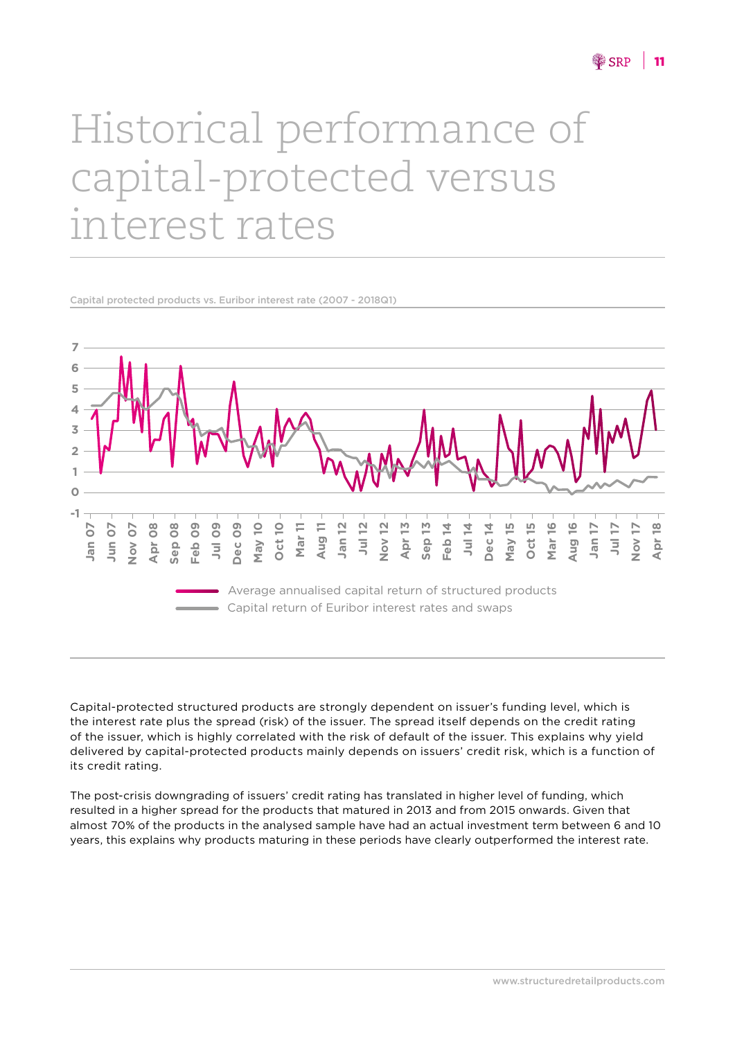# Historical performance of capital-protected versus interest rates

Capital protected products vs. Euribor interest rate (2007 - 2018Q1)

Average annualised capital return of structured products

Capital return of Euribor interest rates and swaps

Capital-protected structured products are strongly dependent on issuer's funding level, which is the interest rate plus the spread (risk) of the issuer. The spread itself depends on the credit rating of the issuer, which is highly correlated with the risk of default of the issuer. This explains why yield delivered by capital-protected products mainly depends on issuers' credit risk, which is a function of its credit rating.

The post-crisis downgrading of issuers' credit rating has translated in higher level of funding, which resulted in a higher spread for the products that matured in 2013 and from 2015 onwards. Given that almost 70% of the products in the analysed sample have had an actual investment term between 6 and 10 years, this explains why products maturing in these periods have clearly outperformed the interest rate.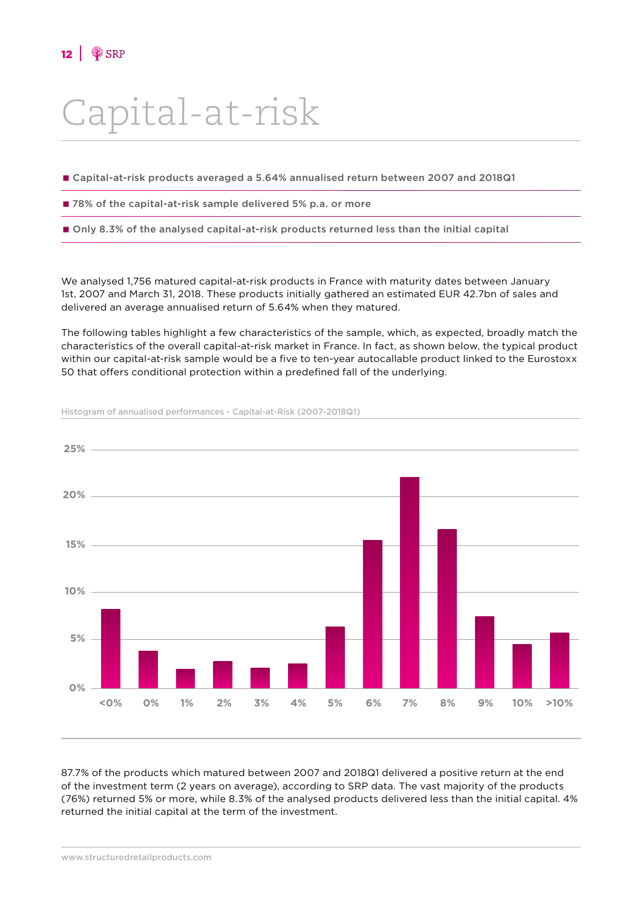# Capital-at-risk

- Capital-at-risk products averaged a 5.64% annualised return between 2007 and 2018Q1
- 78% of the capital-at-risk sample delivered 5% p.a. or more
- Only 8.3% of the analysed capital-at-risk products returned less than the initial capital

We analysed 1,756 matured capital-at-risk products in France with maturity dates between January 1st, 2007 and March 31, 2018. These products initially gathered an estimated EUR 42.7bn of sales and delivered an average annualised return of 5.64% when they matured.

The following tables highlight a few characteristics of the sample, which, as expected, broadly match the characteristics of the overall capital-at-risk market in France. In fact, as shown below, the typical product within our capital-at-risk sample would be a five to ten-year autocallable product linked to the Eurostoxx 50 that offers conditional protection within a predefined fall of the underlying.

Histogram of annualised performances - Capital-at-Risk (2007-2018Q1)

87.7% of the products which matured between 2007 and 2018Q1 delivered a positive return at the end of the investment term (2 years on average), according to SRP data. The vast majority of the products (76%) returned 5% or more, while 8.3% of the analysed products delivered less than the initial capital. 4% returned the initial capital at the term of the investment.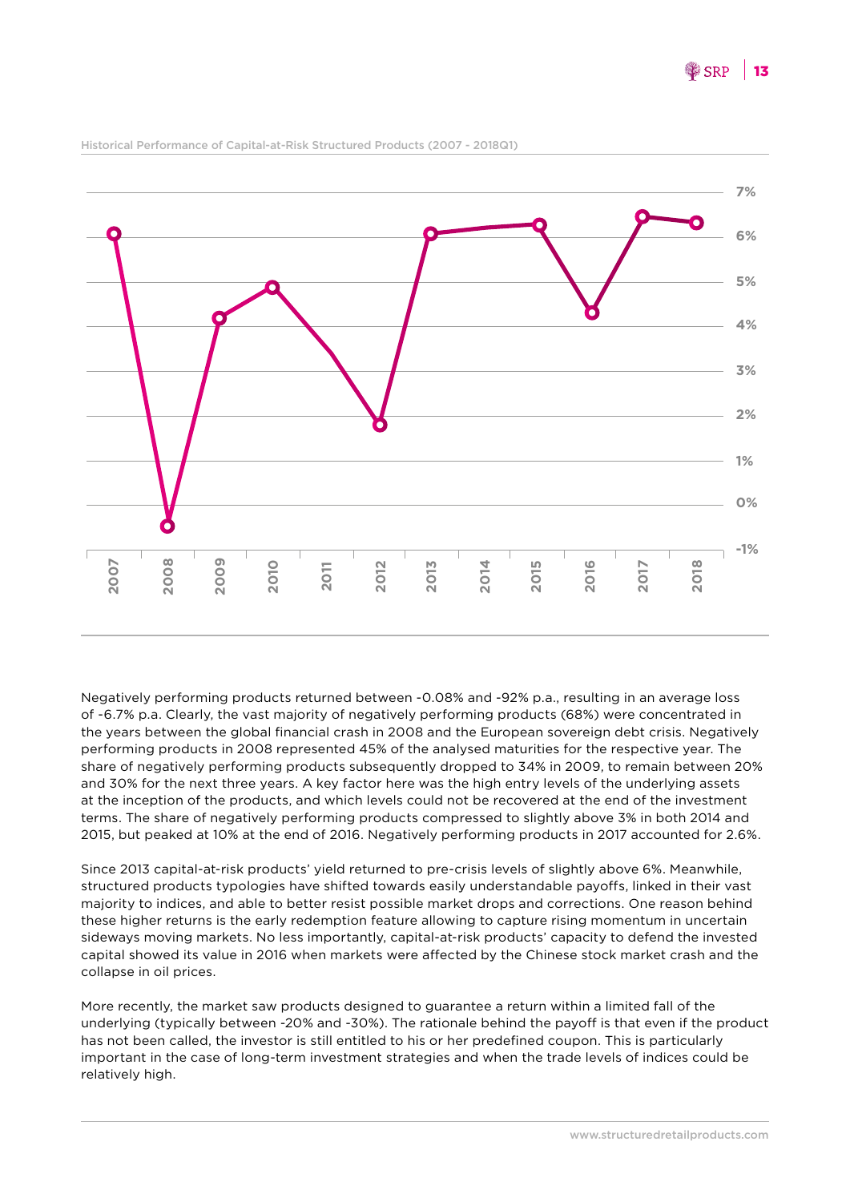Historical Performance of Capital-at-Risk Structured Products (2007 - 2018Q1)

Negatively performing products returned between -0.08% and -92% p.a., resulting in an average loss of -6.7% p.a. Clearly, the vast majority of negatively performing products (68%) were concentrated in the years between the global financial crash in 2008 and the European sovereign debt crisis. Negatively performing products in 2008 represented 45% of the analysed maturities for the respective year. The share of negatively performing products subsequently dropped to 34% in 2009, to remain between 20% and 30% for the next three years. A key factor here was the high entry levels of the underlying assets at the inception of the products, and which levels could not be recovered at the end of the investment terms. The share of negatively performing products compressed to slightly above 3% in both 2014 and 2015, but peaked at 10% at the end of 2016. Negatively performing products in 2017 accounted for 2.6%.

Since 2013 capital-at-risk products' yield returned to pre-crisis levels of slightly above 6%. Meanwhile, structured products typologies have shifted towards easily understandable payoffs, linked in their vast majority to indices, and able to better resist possible market drops and corrections. One reason behind these higher returns is the early redemption feature allowing to capture rising momentum in uncertain sideways moving markets. No less importantly, capital-at-risk products' capacity to defend the invested capital showed its value in 2016 when markets were affected by the Chinese stock market crash and the collapse in oil prices.

More recently, the market saw products designed to guarantee a return within a limited fall of the underlying (typically between -20% and -30%). The rationale behind the payoff is that even if the product has not been called, the investor is still entitled to his or her predefined coupon. This is particularly important in the case of long-term investment strategies and when the trade levels of indices could be relatively high.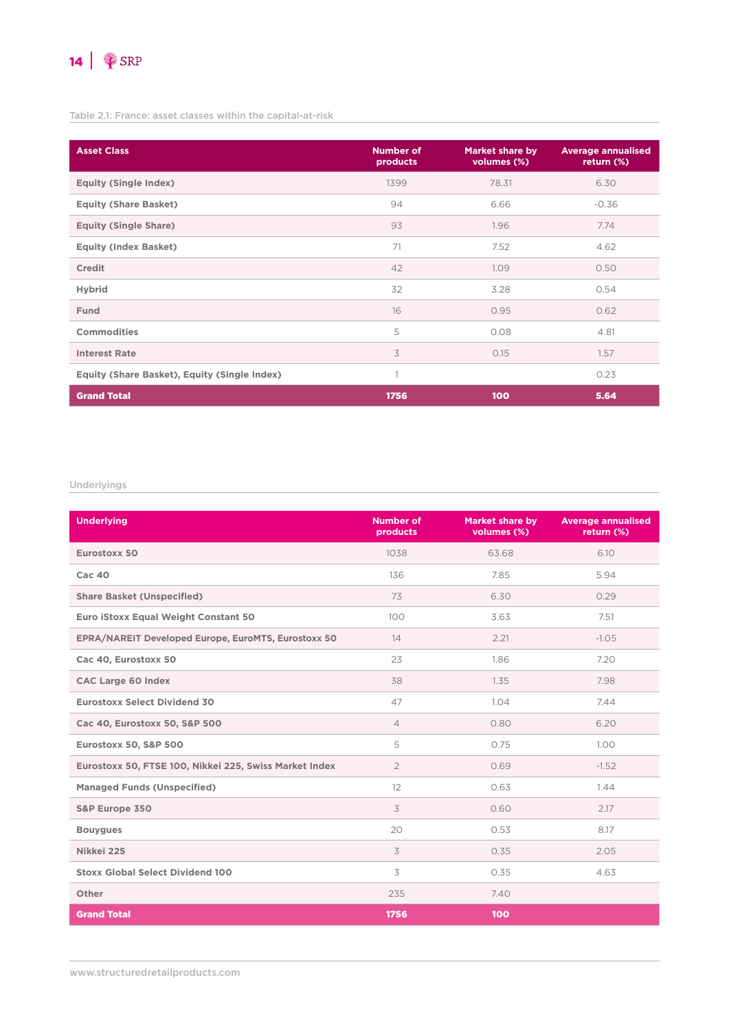Table 2.1: France: asset classes within the capital-at-risk

| Asset Class | Number of products | Market share by volumes (%) | Average annualised return (%) |
|---|---|---|---|
| Equity (Single Index) | 1399 | 78.31 | 6.30 |
| Equity (Share Basket) | 94 | 6.66 | -0.36 |
| Equity (Single Share) | 93 | 1.96 | 7.74 |
| Equity (Index Basket) | 71 | 7.52 | 4.62 |
| Credit | 42 | 1.09 | 0.50 |
| Hybrid | 32 | 3.28 | 0.54 |
| Fund | 16 | 0.95 | 0.62 |
| Commodities | 5 | 0.08 | 4.81 |
| Interest Rate | 3 | 0.15 | 1.57 |
| Equity (Share Basket), Equity (Single Index) | 1 | | 0.23 |
| **Grand Total** | **1756** | **100** | **5.64** |

Underlyings

| Underlying | Number of products | Market share by volumes (%) | Average annualised return (%) |
|---|---|---|---|
| Eurostoxx 50 | 1038 | 63.68 | 6.10 |
| Cac 40 | 136 | 7.85 | 5.94 |
| Share Basket (Unspecified) | 73 | 6.30 | 0.29 |
| Euro iStoxx Equal Weight Constant 50 | 100 | 3.63 | 7.51 |
| EPRA/NAREIT Developed Europe, EuroMTS, Eurostoxx 50 | 14 | 2.21 | -1.05 |
| Cac 40, Eurostoxx 50 | 23 | 1.86 | 7.20 |
| CAC Large 60 Index | 38 | 1.35 | 7.98 |
| Eurostoxx Select Dividend 30 | 47 | 1.04 | 7.44 |
| Cac 40, Eurostoxx 50, S&P 500 | 4 | 0.80 | 6.20 |
| Eurostoxx 50, S&P 500 | 5 | 0.75 | 1.00 |
| Eurostoxx 50, FTSE 100, Nikkei 225, Swiss Market Index | 2 | 0.69 | -1.52 |
| Managed Funds (Unspecified) | 12 | 0.63 | 1.44 |
| S&P Europe 350 | 3 | 0.60 | 2.17 |
| Bouygues | 20 | 0.53 | 8.17 |
| Nikkei 225 | 3 | 0.35 | 2.05 |
| Stoxx Global Select Dividend 100 | 3 | 0.35 | 4.63 |
| Other | 235 | 7.40 | |
| **Grand Total** | **1756** | **100** | |

www.structuredretailproducts.com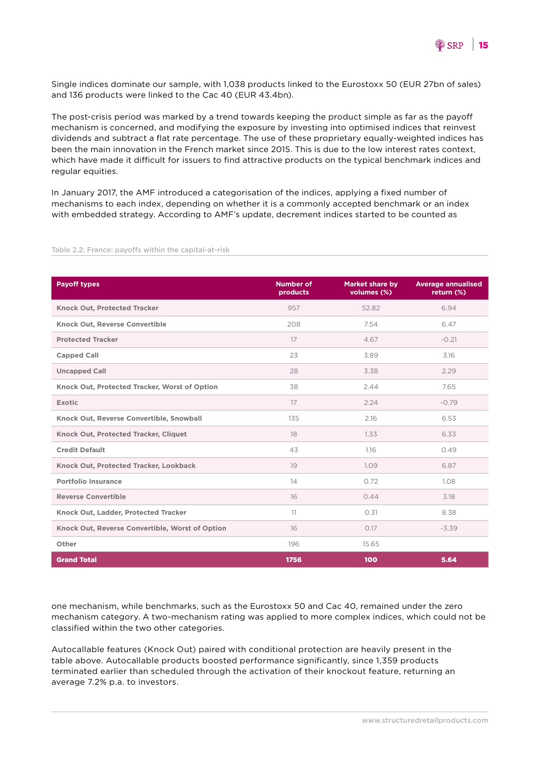Single indices dominate our sample, with 1,038 products linked to the Eurostoxx 50 (EUR 27bn of sales) and 136 products were linked to the Cac 40 (EUR 43.4bn).

The post-crisis period was marked by a trend towards keeping the product simple as far as the payoff mechanism is concerned, and modifying the exposure by investing into optimised indices that reinvest dividends and subtract a flat rate percentage. The use of these proprietary equally-weighted indices has been the main innovation in the French market since 2015. This is due to the low interest rates context, which have made it difficult for issuers to find attractive products on the typical benchmark indices and regular equities.

In January 2017, the AMF introduced a categorisation of the indices, applying a fixed number of mechanisms to each index, depending on whether it is a commonly accepted benchmark or an index with embedded strategy. According to AMF's update, decrement indices started to be counted as one mechanism, while benchmarks, such as the Eurostoxx 50 and Cac 40, remained under the zero mechanism category. A two-mechanism rating was applied to more complex indices, which could not be classified within the two other categories.

Table 2.2: France: payoffs within the capital-at-risk

| Payoff types | Number of products | Market share by volumes (%) | Average annualised return (%) |
|---|---|---|---|
| Knock Out, Protected Tracker | 957 | 52.82 | 6.94 |
| Knock Out, Reverse Convertible | 208 | 7.54 | 6.47 |
| Protected Tracker | 17 | 4.67 | -0.21 |
| Capped Call | 23 | 3.89 | 3.16 |
| Uncapped Call | 28 | 3.38 | 2.29 |
| Knock Out, Protected Tracker, Worst of Option | 38 | 2.44 | 7.65 |
| Exotic | 17 | 2.24 | -0.79 |
| Knock Out, Reverse Convertible, Snowball | 135 | 2.16 | 6.53 |
| Knock Out, Protected Tracker, Cliquet | 18 | 1.33 | 6.33 |
| Credit Default | 43 | 1.16 | 0.49 |
| Knock Out, Protected Tracker, Lookback | 19 | 1.09 | 6.87 |
| Portfolio Insurance | 14 | 0.72 | 1.08 |
| Reverse Convertible | 16 | 0.44 | 3.18 |
| Knock Out, Ladder, Protected Tracker | 11 | 0.31 | 8.38 |
| Knock Out, Reverse Convertible, Worst of Option | 16 | 0.17 | -3.39 |
| Other | 196 | 15.65 | |
| **Grand Total** | **1756** | **100** | **5.64** |

Autocallable features (Knock Out) paired with conditional protection are heavily present in the table above. Autocallable products boosted performance significantly, since 1,359 products terminated earlier than scheduled through the activation of their knockout feature, returning an average 7.2% p.a. to investors.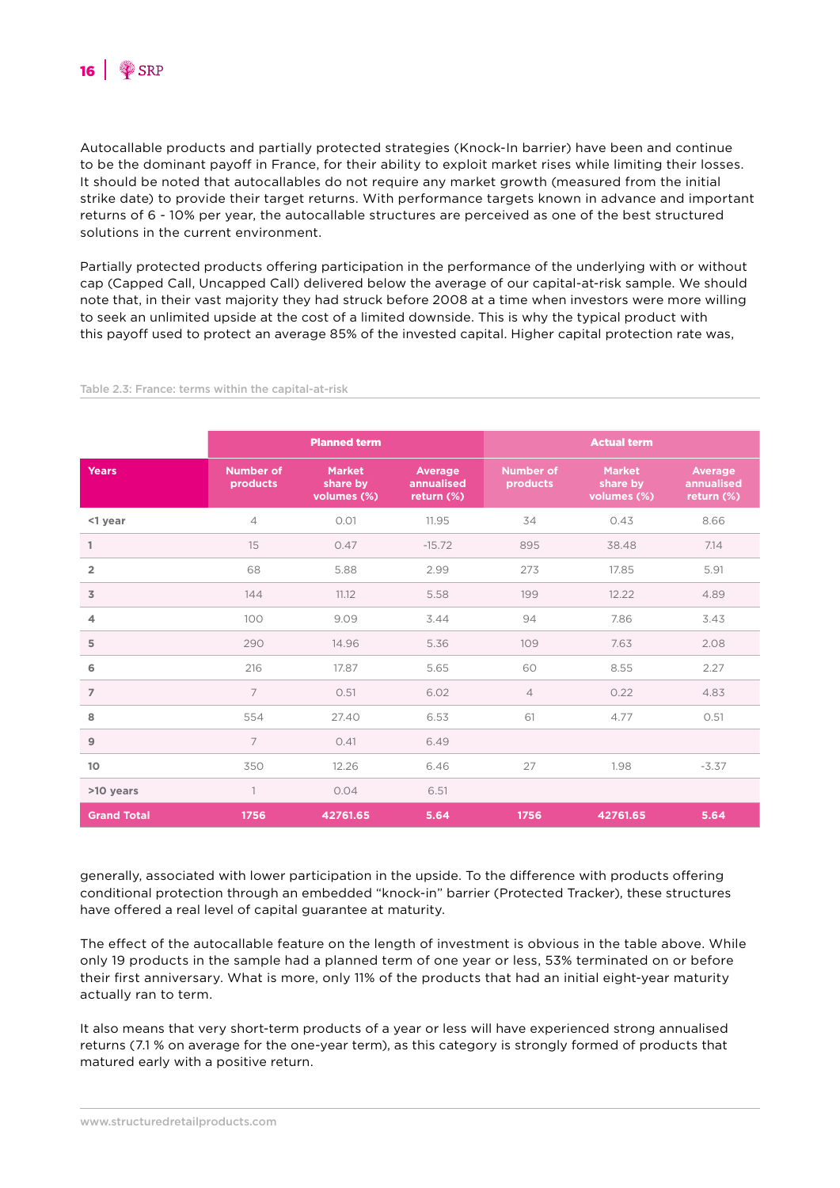Autocallable products and partially protected strategies (Knock-In barrier) have been and continue to be the dominant payoff in France, for their ability to exploit market rises while limiting their losses. It should be noted that autocallables do not require any market growth (measured from the initial strike date) to provide their target returns. With performance targets known in advance and important returns of 6 - 10% per year, the autocallable structures are perceived as one of the best structured solutions in the current environment.

Partially protected products offering participation in the performance of the underlying with or without cap (Capped Call, Uncapped Call) delivered below the average of our capital-at-risk sample. We should note that, in their vast majority they had struck before 2008 at a time when investors were more willing to seek an unlimited upside at the cost of a limited downside. This is why the typical product with this payoff used to protect an average 85% of the invested capital. Higher capital protection rate was, generally, associated with lower participation in the upside. To the difference with products offering conditional protection through an embedded "knock-in" barrier (Protected Tracker), these structures have offered a real level of capital guarantee at maturity.

Table 2.3: France: terms within the capital-at-risk

| | Planned term | | | Actual term | | |
|---|---|---|---|---|---|---|
| **Years** | **Number of products** | **Market share by volumes (%)** | **Average annualised return (%)** | **Number of products** | **Market share by volumes (%)** | **Average annualised return (%)** |
| <1 year | 4 | 0.01 | 11.95 | 34 | 0.43 | 8.66 |
| 1 | 15 | 0.47 | -15.72 | 895 | 38.48 | 7.14 |
| 2 | 68 | 5.88 | 2.99 | 273 | 17.85 | 5.91 |
| 3 | 144 | 11.12 | 5.58 | 199 | 12.22 | 4.89 |
| 4 | 100 | 9.09 | 3.44 | 94 | 7.86 | 3.43 |
| 5 | 290 | 14.96 | 5.36 | 109 | 7.63 | 2.08 |
| 6 | 216 | 17.87 | 5.65 | 60 | 8.55 | 2.27 |
| 7 | 7 | 0.51 | 6.02 | 4 | 0.22 | 4.83 |
| 8 | 554 | 27.40 | 6.53 | 61 | 4.77 | 0.51 |
| 9 | 7 | 0.41 | 6.49 | | | |
| 10 | 350 | 12.26 | 6.46 | 27 | 1.98 | -3.37 |
| >10 years | 1 | 0.04 | 6.51 | | | |
| **Grand Total** | **1756** | **42761.65** | **5.64** | **1756** | **42761.65** | **5.64** |

The effect of the autocallable feature on the length of investment is obvious in the table above. While only 19 products in the sample had a planned term of one year or less, 53% terminated on or before their first anniversary. What is more, only 11% of the products that had an initial eight-year maturity actually ran to term.

It also means that very short-term products of a year or less will have experienced strong annualised returns (7.1 % on average for the one-year term), as this category is strongly formed of products that matured early with a positive return.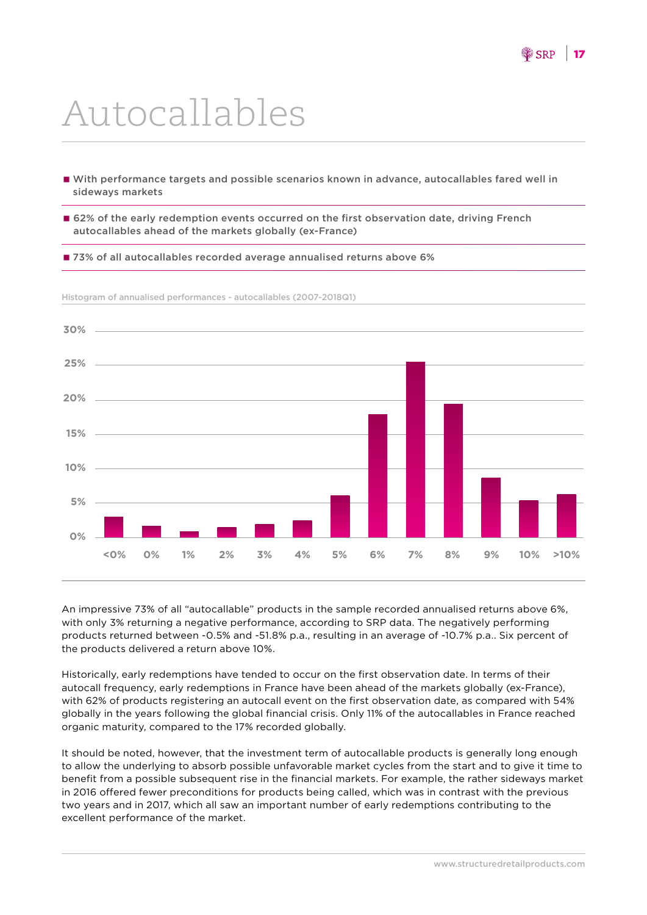# Autocallables

- With performance targets and possible scenarios known in advance, autocallables fared well in sideways markets
- 62% of the early redemption events occurred on the first observation date, driving French autocallables ahead of the markets globally (ex-France)
- 73% of all autocallables recorded average annualised returns above 6%

Histogram of annualised performances - autocallables (2007-2018Q1)

An impressive 73% of all "autocallable" products in the sample recorded annualised returns above 6%, with only 3% returning a negative performance, according to SRP data. The negatively performing products returned between -0.5% and -51.8% p.a., resulting in an average of -10.7% p.a.. Six percent of the products delivered a return above 10%.

Historically, early redemptions have tended to occur on the first observation date. In terms of their autocall frequency, early redemptions in France have been ahead of the markets globally (ex-France), with 62% of products registering an autocall event on the first observation date, as compared with 54% globally in the years following the global financial crisis. Only 11% of the autocallables in France reached organic maturity, compared to the 17% recorded globally.

It should be noted, however, that the investment term of autocallable products is generally long enough to allow the underlying to absorb possible unfavorable market cycles from the start and to give it time to benefit from a possible subsequent rise in the financial markets. For example, the rather sideways market in 2016 offered fewer preconditions for products being called, which was in contrast with the previous two years and in 2017, which all saw an important number of early redemptions contributing to the excellent performance of the market.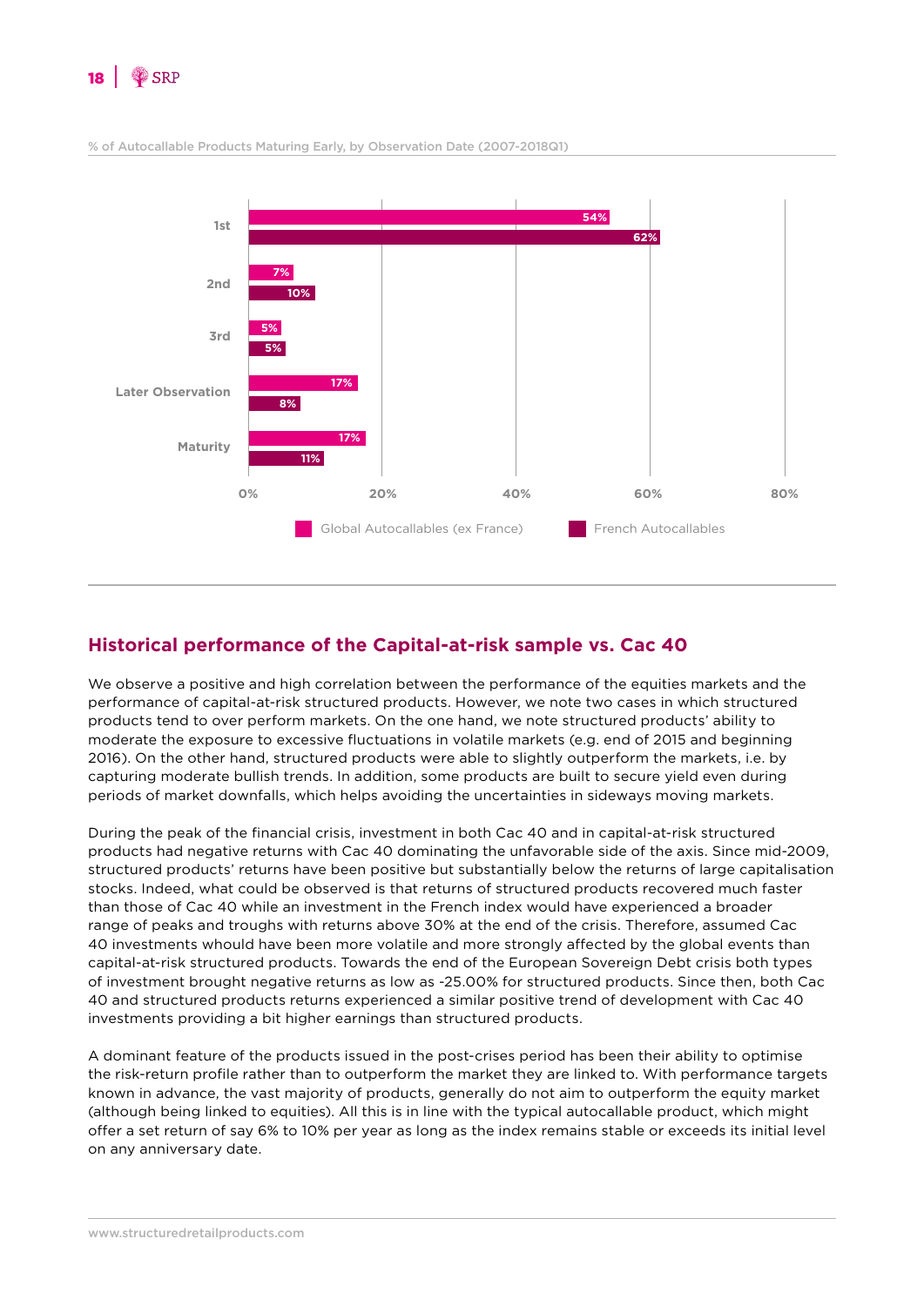% of Autocallable Products Maturing Early, by Observation Date (2007-2018Q1)

| | Global Autocallables (ex France) | French Autocallables |
|---|---|---|
| 1st | 54% | 62% |
| 2nd | 7% | 10% |
| 3rd | 5% | 5% |
| Later Observation | 17% | 8% |
| Maturity | 17% | 11% |

## Historical performance of the Capital-at-risk sample vs. Cac 40

We observe a positive and high correlation between the performance of the equities markets and the performance of capital-at-risk structured products. However, we note two cases in which structured products tend to over perform markets. On the one hand, we note structured products' ability to moderate the exposure to excessive fluctuations in volatile markets (e.g. end of 2015 and beginning 2016). On the other hand, structured products were able to slightly outperform the markets, i.e. by capturing moderate bullish trends. In addition, some products are built to secure yield even during periods of market downfalls, which helps avoiding the uncertainties in sideways moving markets.

During the peak of the financial crisis, investment in both Cac 40 and in capital-at-risk structured products had negative returns with Cac 40 dominating the unfavorable side of the axis. Since mid-2009, structured products' returns have been positive but substantially below the returns of large capitalisation stocks. Indeed, what could be observed is that returns of structured products recovered much faster than those of Cac 40 while an investment in the French index would have experienced a broader range of peaks and troughs with returns above 30% at the end of the crisis. Therefore, assumed Cac 40 investments whould have been more volatile and more strongly affected by the global events than capital-at-risk structured products. Towards the end of the European Sovereign Debt crisis both types of investment brought negative returns as low as -25.00% for structured products. Since then, both Cac 40 and structured products returns experienced a similar positive trend of development with Cac 40 investments providing a bit higher earnings than structured products.

A dominant feature of the products issued in the post-crises period has been their ability to optimise the risk-return profile rather than to outperform the market they are linked to. With performance targets known in advance, the vast majority of products, generally do not aim to outperform the equity market (although being linked to equities). All this is in line with the typical autocallable product, which might offer a set return of say 6% to 10% per year as long as the index remains stable or exceeds its initial level on any anniversary date.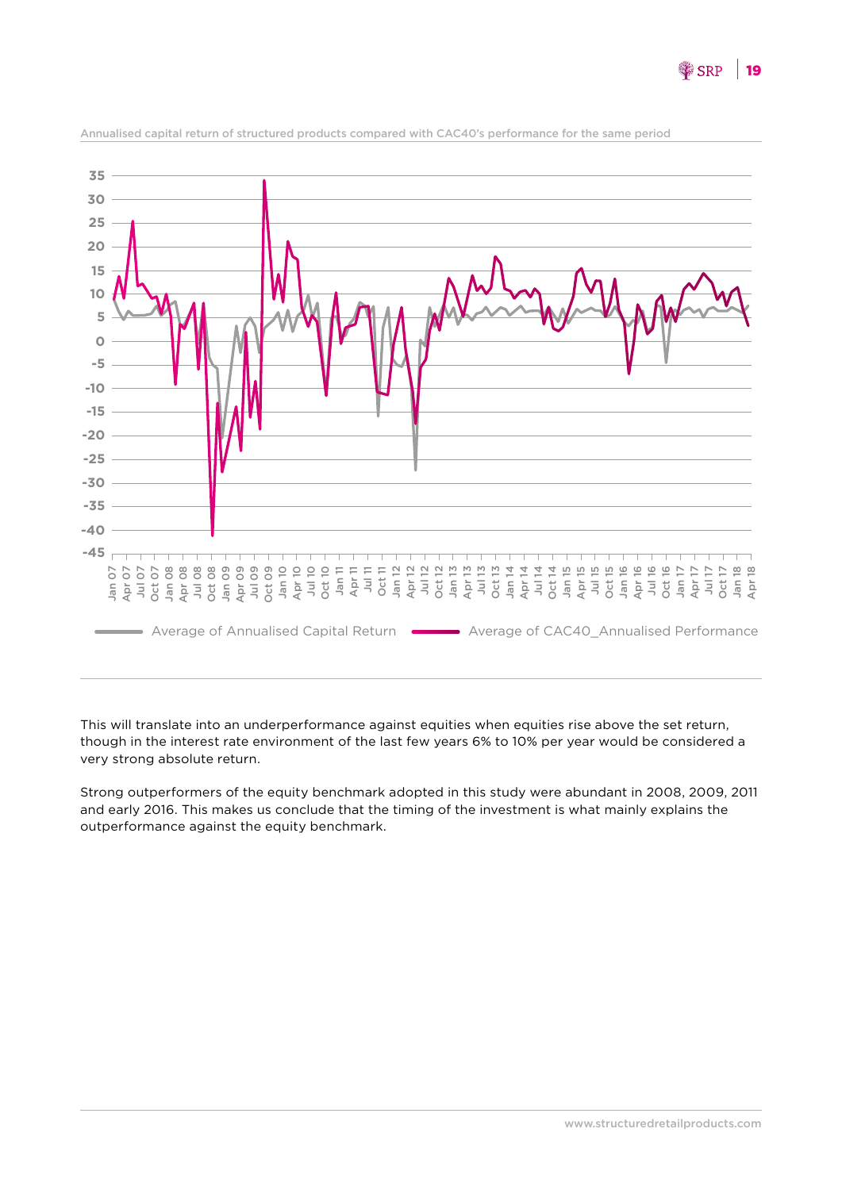Annualised capital return of structured products compared with CAC40's performance for the same period

This will translate into an underperformance against equities when equities rise above the set return, though in the interest rate environment of the last few years 6% to 10% per year would be considered a very strong absolute return.

Strong outperformers of the equity benchmark adopted in this study were abundant in 2008, 2009, 2011 and early 2016. This makes us conclude that the timing of the investment is what mainly explains the outperformance against the equity benchmark.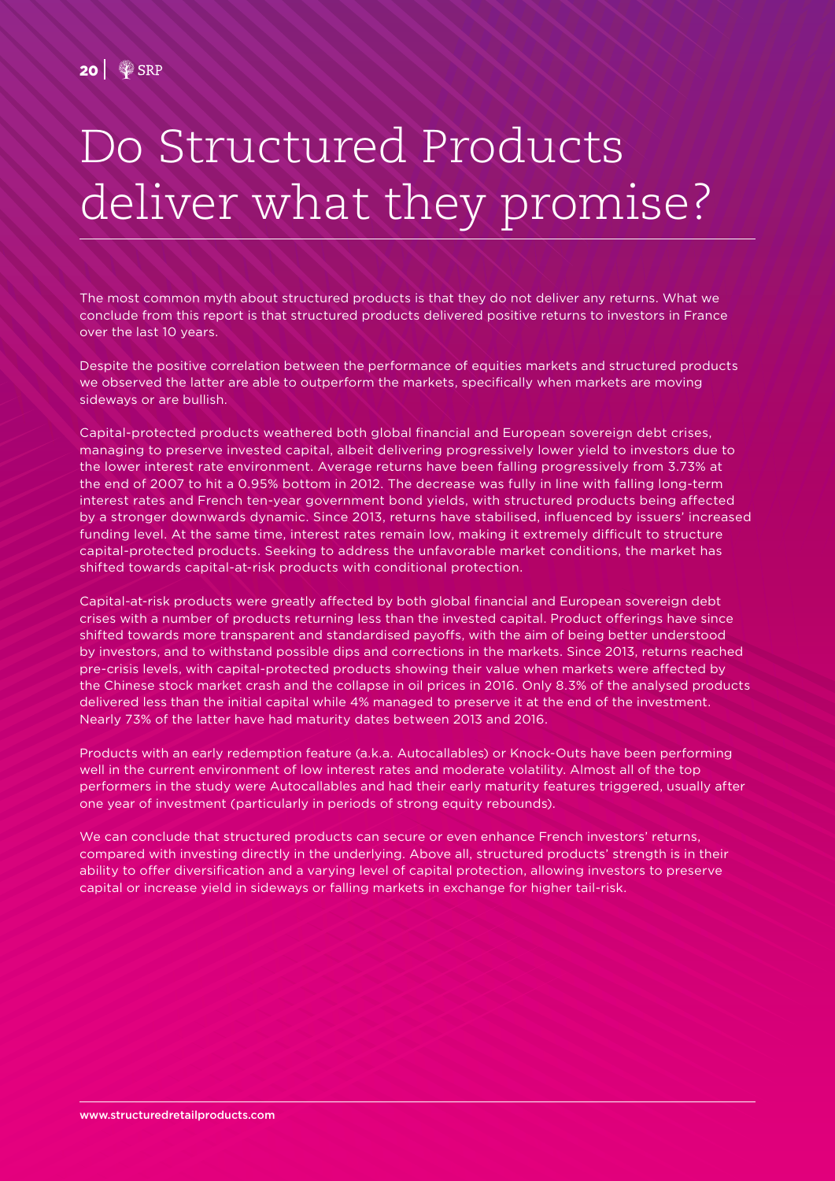# Do Structured Products deliver what they promise?

The most common myth about structured products is that they do not deliver any returns. What we conclude from this report is that structured products delivered positive returns to investors in France over the last 10 years.

Despite the positive correlation between the performance of equities markets and structured products we observed the latter are able to outperform the markets, specifically when markets are moving sideways or are bullish.

Capital-protected products weathered both global financial and European sovereign debt crises, managing to preserve invested capital, albeit delivering progressively lower yield to investors due to the lower interest rate environment. Average returns have been falling progressively from 3.73% at the end of 2007 to hit a 0.95% bottom in 2012. The decrease was fully in line with falling long-term interest rates and French ten-year government bond yields, with structured products being affected by a stronger downwards dynamic. Since 2013, returns have stabilised, influenced by issuers' increased funding level. At the same time, interest rates remain low, making it extremely difficult to structure capital-protected products. Seeking to address the unfavorable market conditions, the market has shifted towards capital-at-risk products with conditional protection.

Capital-at-risk products were greatly affected by both global financial and European sovereign debt crises with a number of products returning less than the invested capital. Product offerings have since shifted towards more transparent and standardised payoffs, with the aim of being better understood by investors, and to withstand possible dips and corrections in the markets. Since 2013, returns reached pre-crisis levels, with capital-protected products showing their value when markets were affected by the Chinese stock market crash and the collapse in oil prices in 2016. Only 8.3% of the analysed products delivered less than the initial capital while 4% managed to preserve it at the end of the investment. Nearly 73% of the latter have had maturity dates between 2013 and 2016.

Products with an early redemption feature (a.k.a. Autocallables) or Knock-Outs have been performing well in the current environment of low interest rates and moderate volatility. Almost all of the top performers in the study were Autocallables and had their early maturity features triggered, usually after one year of investment (particularly in periods of strong equity rebounds).

We can conclude that structured products can secure or even enhance French investors' returns, compared with investing directly in the underlying. Above all, structured products' strength is in their ability to offer diversification and a varying level of capital protection, allowing investors to preserve capital or increase yield in sideways or falling markets in exchange for higher tail-risk.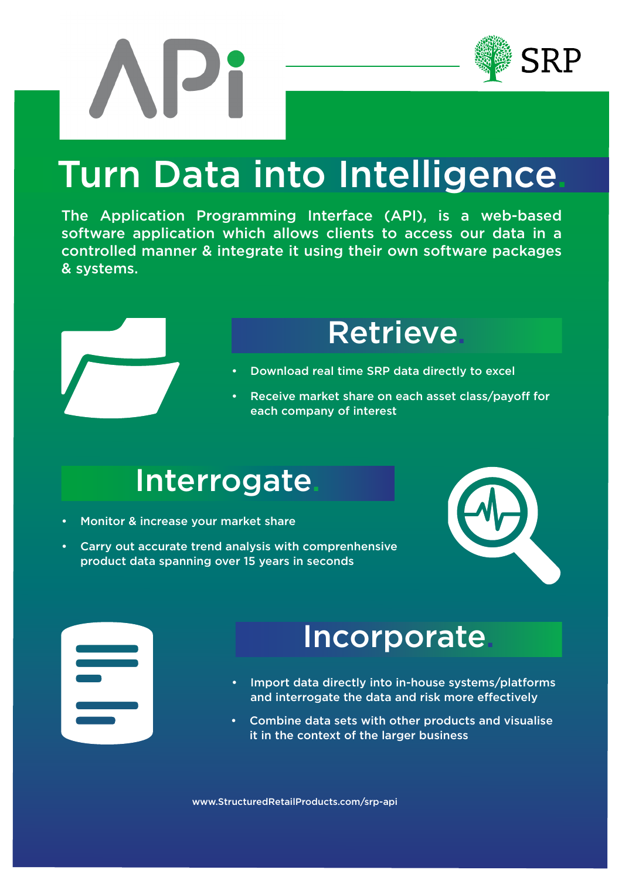# APi

SRP

## Turn Data into Intelligence.

The Application Programming Interface (API), is a web-based software application which allows clients to access our data in a controlled manner & integrate it using their own software packages & systems.

### Retrieve.

- Download real time SRP data directly to excel
- Receive market share on each asset class/payoff for each company of interest

### Interrogate.

- Monitor & increase your market share
- Carry out accurate trend analysis with comprenhensive product data spanning over 15 years in seconds

### Incorporate.

- Import data directly into in-house systems/platforms and interrogate the data and risk more effectively
- Combine data sets with other products and visualise it in the context of the larger business

www.StructuredRetailProducts.com/srp-api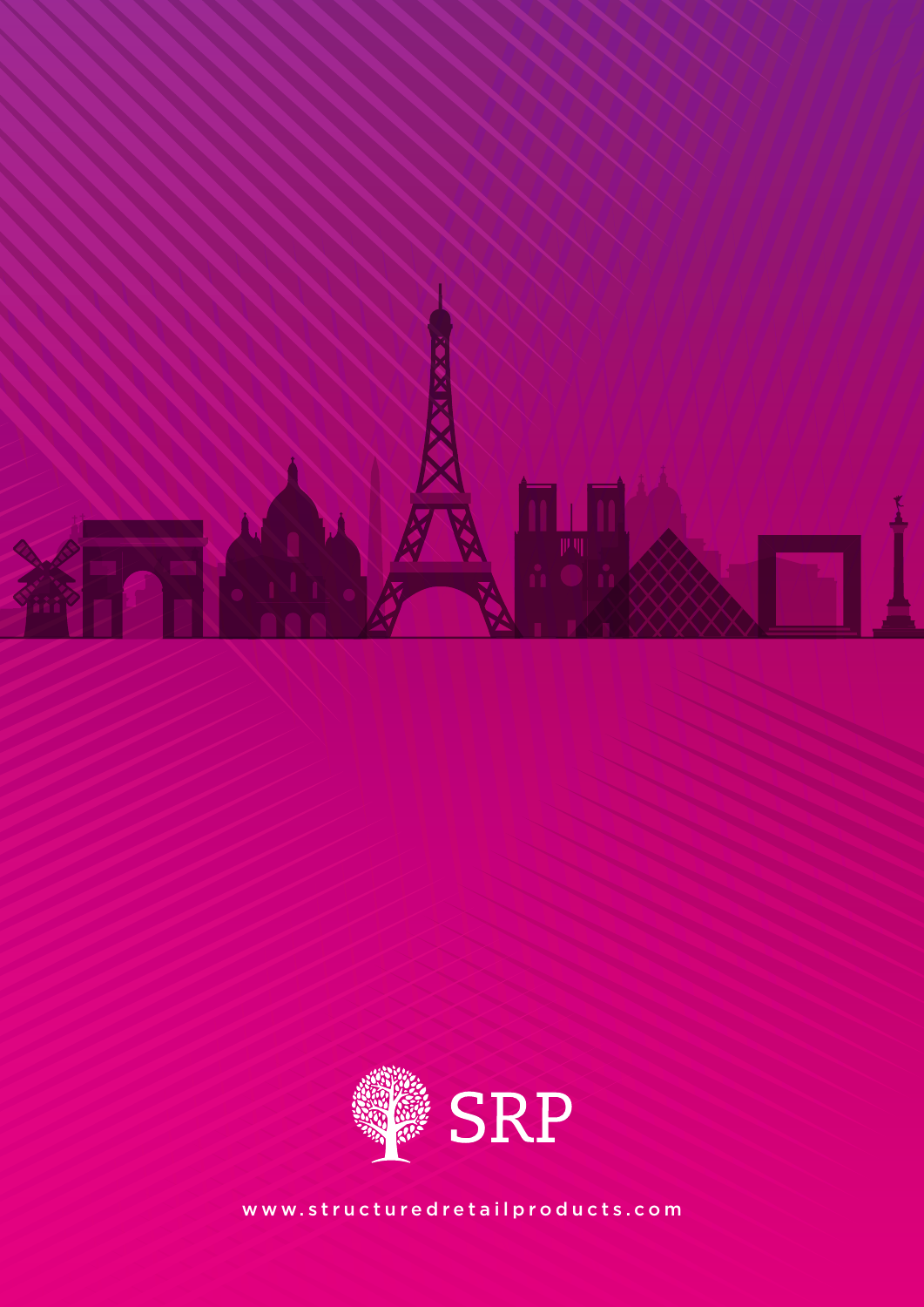SRP

www.structuredretailproducts.com